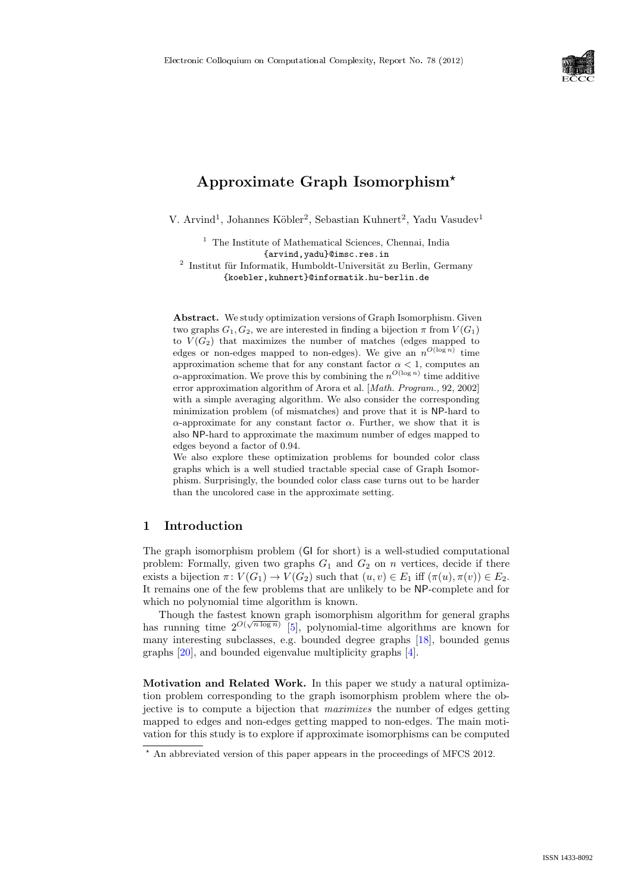# Approximate Graph Isomorphism*

V. Arvind[1], Johannes Köbler[2], Sebastian Kuhnert[2], Yadu Vasudev[1]

[1] The Institute of Mathematical Sciences, Chennai, India
{arvind,yadu}@imsc.res.in

[2] Institut für Informatik, Humboldt-Universität zu Berlin, Germany
{koebler,kuhnert}@informatik.hu-berlin.de

**Abstract.** We study optimization versions of Graph Isomorphism. Given two graphs $G_1, G_2$, we are interested in finding a bijection $\pi$ from $V(G_1)$ to $V(G_2)$ that maximizes the number of matches (edges mapped to edges or non-edges mapped to non-edges). We give an $n^{O(\log n)}$ time approximation scheme that for any constant factor $\alpha < 1$, computes an $\alpha$-approximation. We prove this by combining the $n^{O(\log n)}$ time additive error approximation algorithm of Arora et al. [*Math. Program.*, 92, 2002] with a simple averaging algorithm. We also consider the corresponding minimization problem (of mismatches) and prove that it is NP-hard to $\alpha$-approximate for any constant factor $\alpha$. Further, we show that it is also NP-hard to approximate the maximum number of edges mapped to edges beyond a factor of 0.94.

We also explore these optimization problems for bounded color class graphs which is a well studied tractable special case of Graph Isomorphism. Surprisingly, the bounded color class case turns out to be harder than the uncolored case in the approximate setting.

## 1 Introduction

The graph isomorphism problem (GI for short) is a well-studied computational problem: Formally, given two graphs $G_1$ and $G_2$ on $n$ vertices, decide if there exists a bijection $\pi\colon V(G_1) \to V(G_2)$ such that $(u, v) \in E_1$ iff $(\pi(u), \pi(v)) \in E_2$. It remains one of the few problems that are unlikely to be NP-complete and for which no polynomial time algorithm is known.

Though the fastest known graph isomorphism algorithm for general graphs has running time $2^{O(\sqrt{n \log n})}$ [5], polynomial-time algorithms are known for many interesting subclasses, e.g. bounded degree graphs [18], bounded genus graphs [20], and bounded eigenvalue multiplicity graphs [4].

**Motivation and Related Work.** In this paper we study a natural optimization problem corresponding to the graph isomorphism problem where the objective is to compute a bijection that *maximizes* the number of edges getting mapped to edges and non-edges getting mapped to non-edges. The main motivation for this study is to explore if approximate isomorphisms can be computed

* An abbreviated version of this paper appears in the proceedings of MFCS 2012.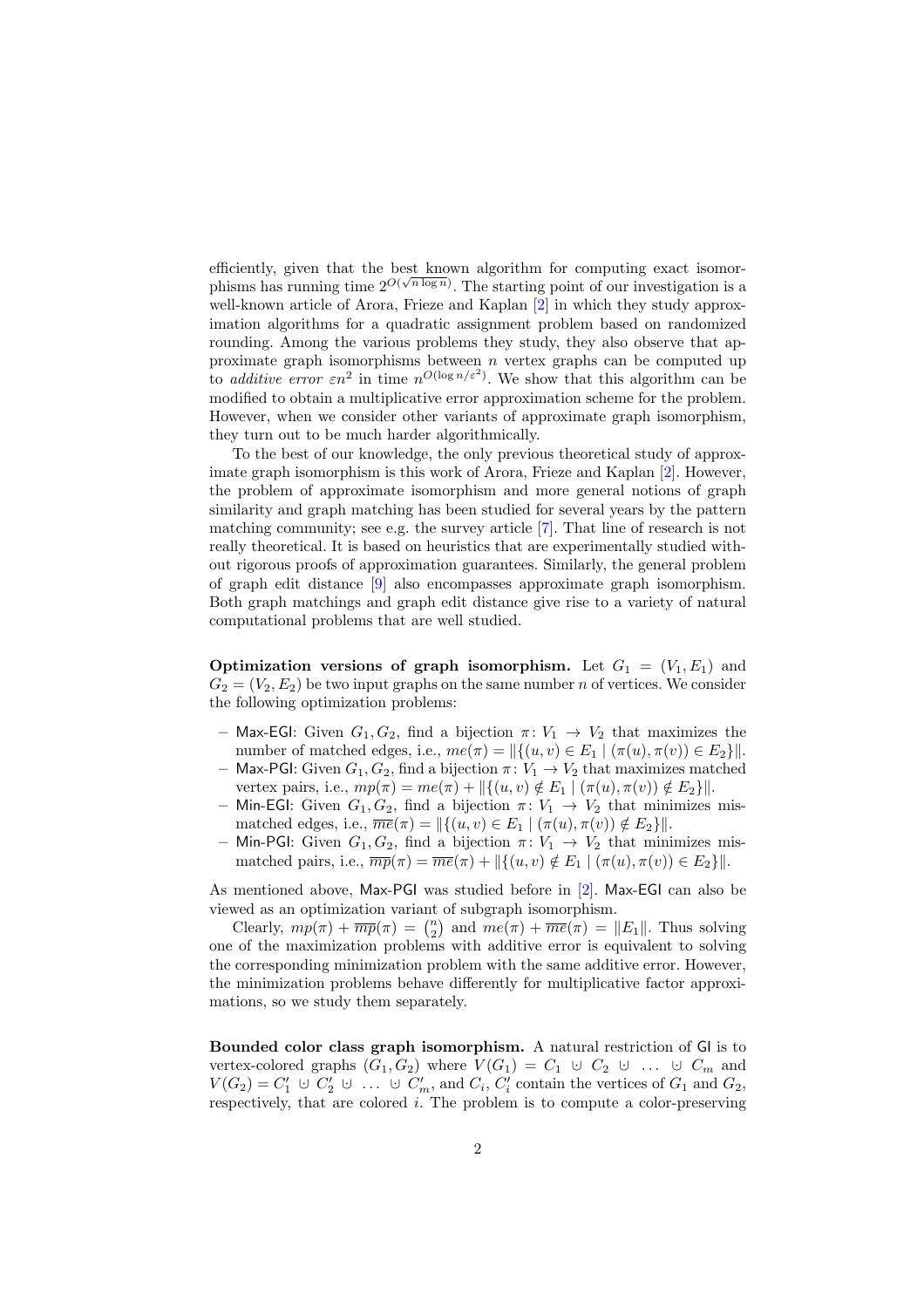efficiently, given that the best known algorithm for computing exact isomorphisms has running time $2^{O(\sqrt{n \log n})}$. The starting point of our investigation is a well-known article of Arora, Frieze and Kaplan [2] in which they study approximation algorithms for a quadratic assignment problem based on randomized rounding. Among the various problems they study, they also observe that approximate graph isomorphisms between $n$ vertex graphs can be computed up to *additive error* $\varepsilon n^2$ in time $n^{O(\log n/\varepsilon^2)}$. We show that this algorithm can be modified to obtain a multiplicative error approximation scheme for the problem. However, when we consider other variants of approximate graph isomorphism, they turn out to be much harder algorithmically.

To the best of our knowledge, the only previous theoretical study of approximate graph isomorphism is this work of Arora, Frieze and Kaplan [2]. However, the problem of approximate isomorphism and more general notions of graph similarity and graph matching has been studied for several years by the pattern matching community; see e.g. the survey article [7]. That line of research is not really theoretical. It is based on heuristics that are experimentally studied without rigorous proofs of approximation guarantees. Similarly, the general problem of graph edit distance [9] also encompasses approximate graph isomorphism. Both graph matchings and graph edit distance give rise to a variety of natural computational problems that are well studied.

**Optimization versions of graph isomorphism.** Let $G_1 = (V_1, E_1)$ and $G_2 = (V_2, E_2)$ be two input graphs on the same number $n$ of vertices. We consider the following optimization problems:

- Max-EGI: Given $G_1, G_2$, find a bijection $\pi: V_1 \to V_2$ that maximizes the number of matched edges, i.e., $me(\pi) = \|\{(u,v) \in E_1 \mid (\pi(u), \pi(v)) \in E_2\}\|$.
- Max-PGI: Given $G_1, G_2$, find a bijection $\pi: V_1 \to V_2$ that maximizes matched vertex pairs, i.e., $mp(\pi) = me(\pi) + \|\{(u,v) \notin E_1 \mid (\pi(u), \pi(v)) \notin E_2\}\|$.
- Min-EGI: Given $G_1, G_2$, find a bijection $\pi: V_1 \to V_2$ that minimizes mismatched edges, i.e., $\overline{me}(\pi) = \|\{(u,v) \in E_1 \mid (\pi(u), \pi(v)) \notin E_2\}\|$.
- Min-PGI: Given $G_1, G_2$, find a bijection $\pi: V_1 \to V_2$ that minimizes mismatched pairs, i.e., $\overline{mp}(\pi) = \overline{me}(\pi) + \|\{(u,v) \notin E_1 \mid (\pi(u), \pi(v)) \in E_2\}\|$.

As mentioned above, Max-PGI was studied before in [2]. Max-EGI can also be viewed as an optimization variant of subgraph isomorphism.

Clearly, $mp(\pi) + \overline{mp}(\pi) = \binom{n}{2}$ and $me(\pi) + \overline{me}(\pi) = \|E_1\|$. Thus solving one of the maximization problems with additive error is equivalent to solving the corresponding minimization problem with the same additive error. However, the minimization problems behave differently for multiplicative factor approximations, so we study them separately.

**Bounded color class graph isomorphism.** A natural restriction of GI is to vertex-colored graphs $(G_1, G_2)$ where $V(G_1) = C_1 \uplus C_2 \uplus \ldots \uplus C_m$ and $V(G_2) = C'_1 \uplus C'_2 \uplus \ldots \uplus C'_m$, and $C_i$, $C'_i$ contain the vertices of $G_1$ and $G_2$, respectively, that are colored $i$. The problem is to compute a color-preserving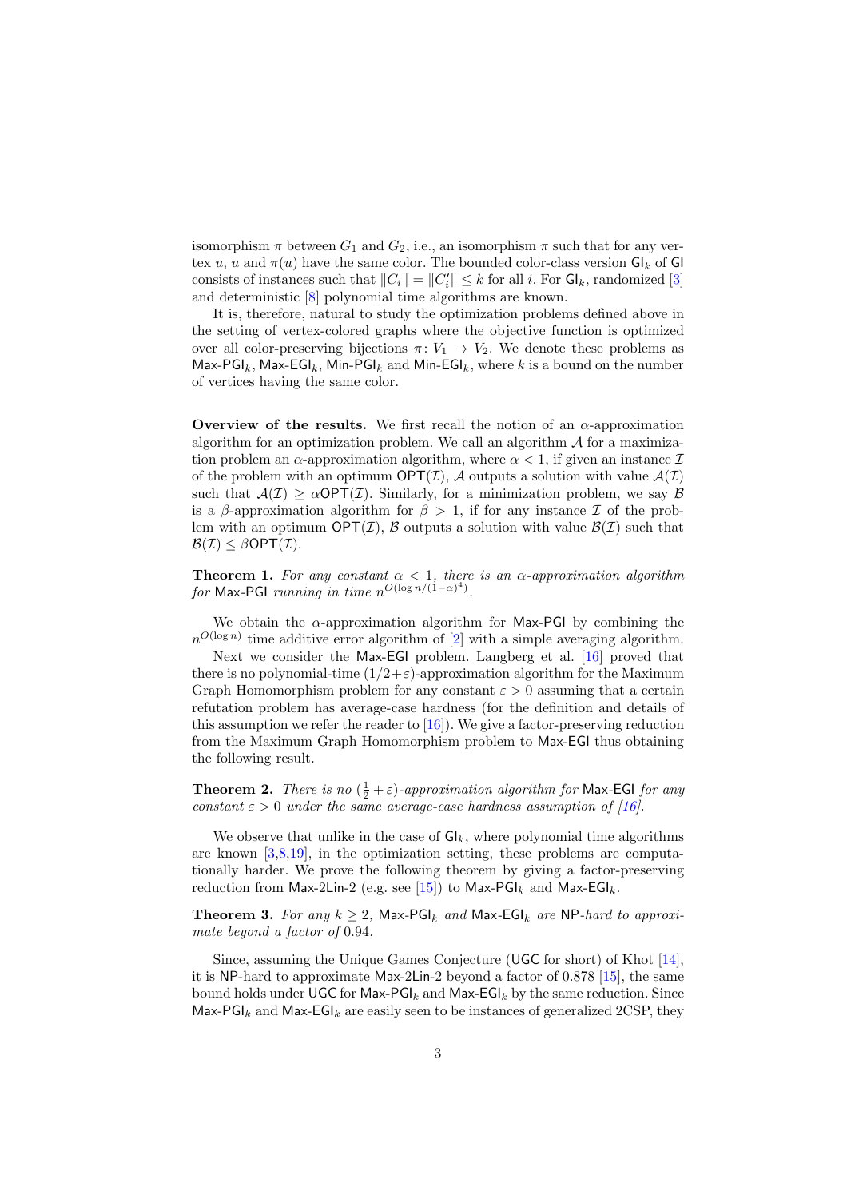isomorphism $\pi$ between $G_1$ and $G_2$, i.e., an isomorphism $\pi$ such that for any vertex $u$, $u$ and $\pi(u)$ have the same color. The bounded color-class version $\mathsf{GI}_k$ of $\mathsf{GI}$ consists of instances such that $\|C_i\| = \|C'_i\| \leq k$ for all $i$. For $\mathsf{GI}_k$, randomized [3] and deterministic [8] polynomial time algorithms are known.

It is, therefore, natural to study the optimization problems defined above in the setting of vertex-colored graphs where the objective function is optimized over all color-preserving bijections $\pi\colon V_1 \to V_2$. We denote these problems as $\mathsf{Max\text{-}PGI}_k$, $\mathsf{Max\text{-}EGI}_k$, $\mathsf{Min\text{-}PGI}_k$ and $\mathsf{Min\text{-}EGI}_k$, where $k$ is a bound on the number of vertices having the same color.

**Overview of the results.** We first recall the notion of an $\alpha$-approximation algorithm for an optimization problem. We call an algorithm $\mathcal{A}$ for a maximization problem an $\alpha$-approximation algorithm, where $\alpha < 1$, if given an instance $\mathcal{I}$ of the problem with an optimum $\mathsf{OPT}(\mathcal{I})$, $\mathcal{A}$ outputs a solution with value $\mathcal{A}(\mathcal{I})$ such that $\mathcal{A}(\mathcal{I}) \geq \alpha \mathsf{OPT}(\mathcal{I})$. Similarly, for a minimization problem, we say $\mathcal{B}$ is a $\beta$-approximation algorithm for $\beta > 1$, if for any instance $\mathcal{I}$ of the problem with an optimum $\mathsf{OPT}(\mathcal{I})$, $\mathcal{B}$ outputs a solution with value $\mathcal{B}(\mathcal{I})$ such that $\mathcal{B}(\mathcal{I}) \leq \beta \mathsf{OPT}(\mathcal{I})$.

**Theorem 1.** *For any constant $\alpha < 1$, there is an $\alpha$-approximation algorithm for $\mathsf{Max\text{-}PGI}$ running in time $n^{O(\log n/(1-\alpha)^4)}$.*

We obtain the $\alpha$-approximation algorithm for $\mathsf{Max\text{-}PGI}$ by combining the $n^{O(\log n)}$ time additive error algorithm of [2] with a simple averaging algorithm.

Next we consider the $\mathsf{Max\text{-}EGI}$ problem. Langberg et al. [16] proved that there is no polynomial-time $(1/2+\varepsilon)$-approximation algorithm for the Maximum Graph Homomorphism problem for any constant $\varepsilon > 0$ assuming that a certain refutation problem has average-case hardness (for the definition and details of this assumption we refer the reader to [16]). We give a factor-preserving reduction from the Maximum Graph Homomorphism problem to $\mathsf{Max\text{-}EGI}$ thus obtaining the following result.

**Theorem 2.** *There is no $(\frac{1}{2}+\varepsilon)$-approximation algorithm for $\mathsf{Max\text{-}EGI}$ for any constant $\varepsilon > 0$ under the same average-case hardness assumption of [16].*

We observe that unlike in the case of $\mathsf{GI}_k$, where polynomial time algorithms are known [3,8,19], in the optimization setting, these problems are computationally harder. We prove the following theorem by giving a factor-preserving reduction from $\mathsf{Max\text{-}2Lin\text{-}2}$ (e.g. see [15]) to $\mathsf{Max\text{-}PGI}_k$ and $\mathsf{Max\text{-}EGI}_k$.

**Theorem 3.** *For any $k \geq 2$, $\mathsf{Max\text{-}PGI}_k$ and $\mathsf{Max\text{-}EGI}_k$ are $\mathsf{NP}$-hard to approximate beyond a factor of 0.94.*

Since, assuming the Unique Games Conjecture ($\mathsf{UGC}$ for short) of Khot [14], it is $\mathsf{NP}$-hard to approximate $\mathsf{Max\text{-}2Lin\text{-}2}$ beyond a factor of 0.878 [15], the same bound holds under $\mathsf{UGC}$ for $\mathsf{Max\text{-}PGI}_k$ and $\mathsf{Max\text{-}EGI}_k$ by the same reduction. Since $\mathsf{Max\text{-}PGI}_k$ and $\mathsf{Max\text{-}EGI}_k$ are easily seen to be instances of generalized 2CSP, they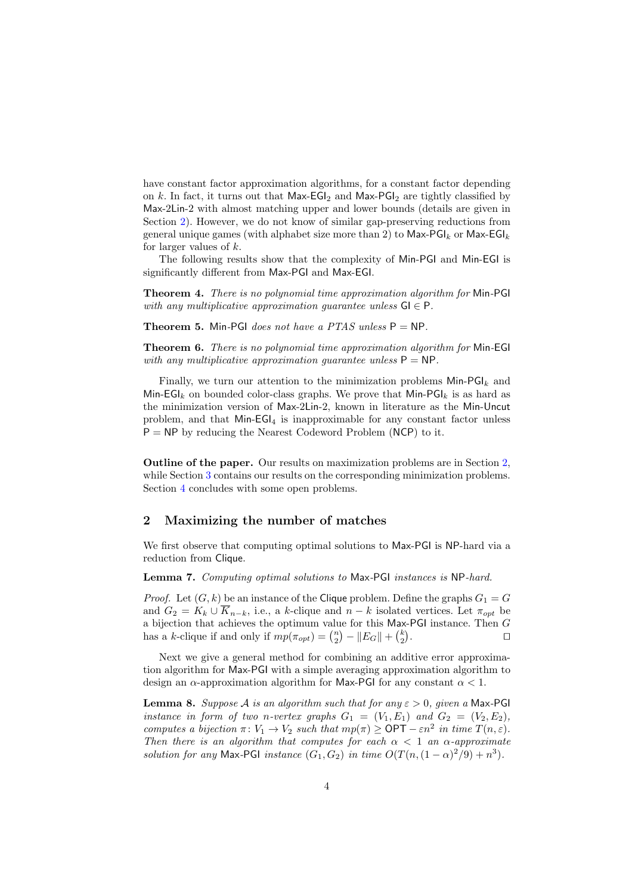have constant factor approximation algorithms, for a constant factor depending on $k$. In fact, it turns out that $\mathsf{Max\text{-}EGI}_2$ and $\mathsf{Max\text{-}PGI}_2$ are tightly classified by Max-2Lin-2 with almost matching upper and lower bounds (details are given in Section 2). However, we do not know of similar gap-preserving reductions from general unique games (with alphabet size more than 2) to $\mathsf{Max\text{-}PGI}_k$ or $\mathsf{Max\text{-}EGI}_k$ for larger values of $k$.

The following results show that the complexity of Min-PGI and Min-EGI is significantly different from Max-PGI and Max-EGI.

**Theorem 4.** *There is no polynomial time approximation algorithm for* Min-PGI *with any multiplicative approximation guarantee unless* $\mathsf{GI} \in \mathsf{P}$.

**Theorem 5.** Min-PGI *does not have a PTAS unless* $\mathsf{P} = \mathsf{NP}$.

**Theorem 6.** *There is no polynomial time approximation algorithm for* Min-EGI *with any multiplicative approximation guarantee unless* $\mathsf{P} = \mathsf{NP}$.

Finally, we turn our attention to the minimization problems $\mathsf{Min\text{-}PGI}_k$ and $\mathsf{Min\text{-}EGI}_k$ on bounded color-class graphs. We prove that $\mathsf{Min\text{-}PGI}_k$ is as hard as the minimization version of Max-2Lin-2, known in literature as the Min-Uncut problem, and that $\mathsf{Min\text{-}EGI}_4$ is inapproximable for any constant factor unless $\mathsf{P} = \mathsf{NP}$ by reducing the Nearest Codeword Problem (NCP) to it.

**Outline of the paper.** Our results on maximization problems are in Section 2, while Section 3 contains our results on the corresponding minimization problems. Section 4 concludes with some open problems.

## 2 Maximizing the number of matches

We first observe that computing optimal solutions to Max-PGI is NP-hard via a reduction from Clique.

**Lemma 7.** *Computing optimal solutions to* Max-PGI *instances is* NP*-hard.*

*Proof.* Let $(G, k)$ be an instance of the Clique problem. Define the graphs $G_1 = G$ and $G_2 = K_k \cup \overline{K}_{n-k}$, i.e., a $k$-clique and $n - k$ isolated vertices. Let $\pi_{opt}$ be a bijection that achieves the optimum value for this Max-PGI instance. Then $G$ has a $k$-clique if and only if $mp(\pi_{opt}) = \binom{n}{2} - \|E_G\| + \binom{k}{2}$. ◻

Next we give a general method for combining an additive error approximation algorithm for Max-PGI with a simple averaging approximation algorithm to design an $\alpha$-approximation algorithm for Max-PGI for any constant $\alpha < 1$.

**Lemma 8.** *Suppose $\mathcal{A}$ is an algorithm such that for any $\varepsilon > 0$, given a* Max-PGI *instance in form of two $n$-vertex graphs $G_1 = (V_1, E_1)$ and $G_2 = (V_2, E_2)$, computes a bijection $\pi \colon V_1 \to V_2$ such that $mp(\pi) \geq \mathsf{OPT} - \varepsilon n^2$ in time $T(n, \varepsilon)$. Then there is an algorithm that computes for each $\alpha < 1$ an $\alpha$-approximate solution for any* Max-PGI *instance $(G_1, G_2)$ in time $O(T(n, (1-\alpha)^2/9) + n^3)$.*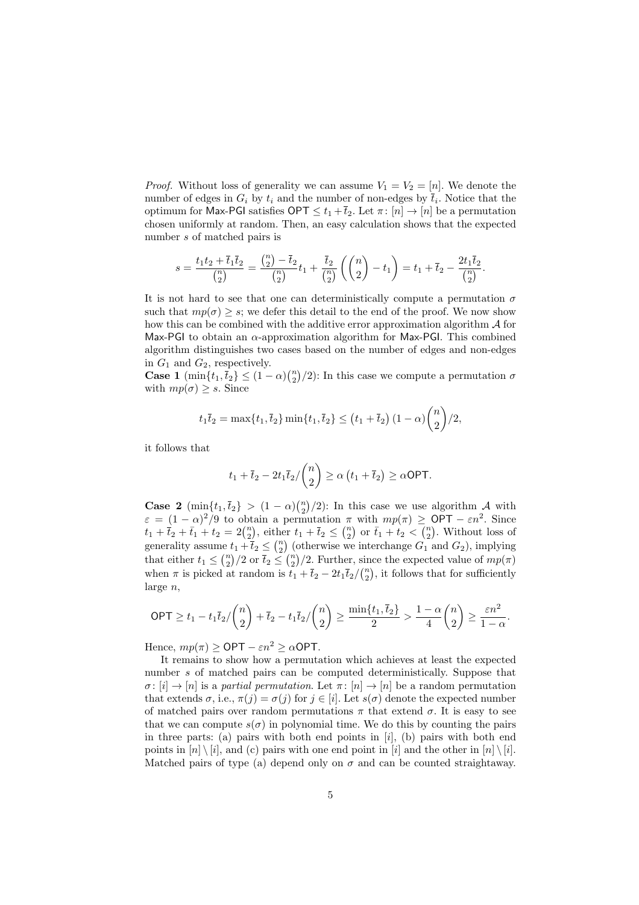*Proof.* Without loss of generality we can assume $V_1 = V_2 = [n]$. We denote the number of edges in $G_i$ by $t_i$ and the number of non-edges by $\bar{t}_i$. Notice that the optimum for Max-PGI satisfies $\mathsf{OPT} \leq t_1 + \bar{t}_2$. Let $\pi\colon [n] \to [n]$ be a permutation chosen uniformly at random. Then, an easy calculation shows that the expected number $s$ of matched pairs is

$$s = \frac{t_1 t_2 + \bar{t}_1 \bar{t}_2}{\binom{n}{2}} = \frac{\binom{n}{2} - \bar{t}_2}{\binom{n}{2}} t_1 + \frac{\bar{t}_2}{\binom{n}{2}} \left( \binom{n}{2} - t_1 \right) = t_1 + \bar{t}_2 - \frac{2 t_1 \bar{t}_2}{\binom{n}{2}}.$$

It is not hard to see that one can deterministically compute a permutation $\sigma$ such that $mp(\sigma) \geq s$; we defer this detail to the end of the proof. We now show how this can be combined with the additive error approximation algorithm $\mathcal{A}$ for Max-PGI to obtain an $\alpha$-approximation algorithm for Max-PGI. This combined algorithm distinguishes two cases based on the number of edges and non-edges in $G_1$ and $G_2$, respectively.

**Case 1** ($\min\{t_1, \bar{t}_2\} \leq (1-\alpha)\binom{n}{2}/2$): In this case we compute a permutation $\sigma$ with $mp(\sigma) \geq s$. Since

$$t_1 \bar{t}_2 = \max\{t_1, \bar{t}_2\} \min\{t_1, \bar{t}_2\} \leq \left(t_1 + \bar{t}_2\right)(1-\alpha)\binom{n}{2}/2,$$

it follows that

$$t_1 + \bar{t}_2 - 2 t_1 \bar{t}_2 / \binom{n}{2} \geq \alpha \left(t_1 + \bar{t}_2\right) \geq \alpha \mathsf{OPT}.$$

**Case 2** ($\min\{t_1, \bar{t}_2\} > (1-\alpha)\binom{n}{2}/2$): In this case we use algorithm $\mathcal{A}$ with $\varepsilon = (1-\alpha)^2/9$ to obtain a permutation $\pi$ with $mp(\pi) \geq \mathsf{OPT} - \varepsilon n^2$. Since $t_1 + \bar{t}_2 + \bar{t}_1 + t_2 = 2\binom{n}{2}$, either $t_1 + \bar{t}_2 \leq \binom{n}{2}$ or $\bar{t}_1 + t_2 < \binom{n}{2}$. Without loss of generality assume $t_1 + \bar{t}_2 \leq \binom{n}{2}$ (otherwise we interchange $G_1$ and $G_2$), implying that either $t_1 \leq \binom{n}{2}/2$ or $\bar{t}_2 \leq \binom{n}{2}/2$. Further, since the expected value of $mp(\pi)$ when $\pi$ is picked at random is $t_1 + \bar{t}_2 - 2t_1\bar{t}_2/\binom{n}{2}$, it follows that for sufficiently large $n$,

$$\mathsf{OPT} \geq t_1 - t_1 \bar{t}_2 / \binom{n}{2} + \bar{t}_2 - t_1 \bar{t}_2 / \binom{n}{2} \geq \frac{\min\{t_1, \bar{t}_2\}}{2} > \frac{1-\alpha}{4}\binom{n}{2} \geq \frac{\varepsilon n^2}{1-\alpha}.$$

Hence, $mp(\pi) \geq \mathsf{OPT} - \varepsilon n^2 \geq \alpha \mathsf{OPT}$.

It remains to show how a permutation which achieves at least the expected number $s$ of matched pairs can be computed deterministically. Suppose that $\sigma\colon [i] \to [n]$ is a *partial permutation*. Let $\pi\colon [n] \to [n]$ be a random permutation that extends $\sigma$, i.e., $\pi(j) = \sigma(j)$ for $j \in [i]$. Let $s(\sigma)$ denote the expected number of matched pairs over random permutations $\pi$ that extend $\sigma$. It is easy to see that we can compute $s(\sigma)$ in polynomial time. We do this by counting the pairs in three parts: (a) pairs with both end points in $[i]$, (b) pairs with both end points in $[n] \setminus [i]$, and (c) pairs with one end point in $[i]$ and the other in $[n] \setminus [i]$. Matched pairs of type (a) depend only on $\sigma$ and can be counted straightaway.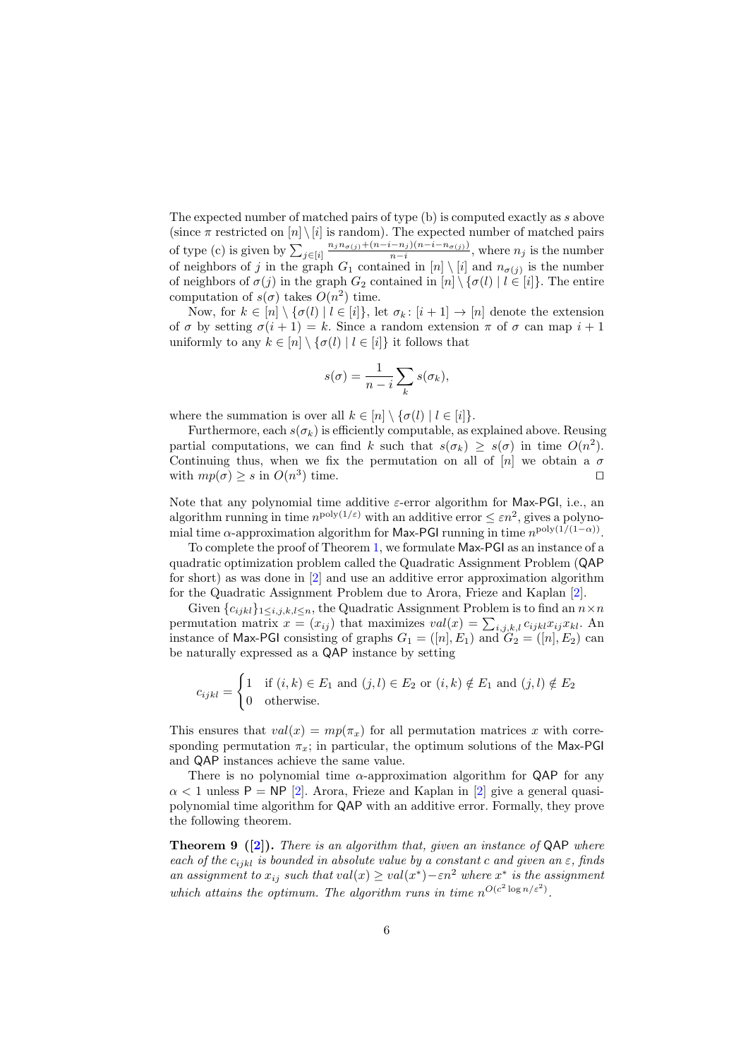The expected number of matched pairs of type (b) is computed exactly as $s$ above (since $\pi$ restricted on $[n] \setminus [i]$ is random). The expected number of matched pairs of type (c) is given by $\sum_{j \in [i]} \frac{n_j n_{\sigma(j)} + (n-i-n_j)(n-i-n_{\sigma(j)})}{n-i}$, where $n_j$ is the number of neighbors of $j$ in the graph $G_1$ contained in $[n] \setminus [i]$ and $n_{\sigma(j)}$ is the number of neighbors of $\sigma(j)$ in the graph $G_2$ contained in $[n] \setminus \{\sigma(l) \mid l \in [i]\}$. The entire computation of $s(\sigma)$ takes $O(n^2)$ time.

Now, for $k \in [n] \setminus \{\sigma(l) \mid l \in [i]\}$, let $\sigma_k \colon [i+1] \to [n]$ denote the extension of $\sigma$ by setting $\sigma(i+1) = k$. Since a random extension $\pi$ of $\sigma$ can map $i+1$ uniformly to any $k \in [n] \setminus \{\sigma(l) \mid l \in [i]\}$ it follows that

$$s(\sigma) = \frac{1}{n-i} \sum_k s(\sigma_k),$$

where the summation is over all $k \in [n] \setminus \{\sigma(l) \mid l \in [i]\}$.

Furthermore, each $s(\sigma_k)$ is efficiently computable, as explained above. Reusing partial computations, we can find $k$ such that $s(\sigma_k) \geq s(\sigma)$ in time $O(n^2)$. Continuing thus, when we fix the permutation on all of $[n]$ we obtain a $\sigma$ with $mp(\sigma) \geq s$ in $O(n^3)$ time. □

Note that any polynomial time additive $\varepsilon$-error algorithm for Max-PGI, i.e., an algorithm running in time $n^{\text{poly}(1/\varepsilon)}$ with an additive error $\leq \varepsilon n^2$, gives a polynomial time $\alpha$-approximation algorithm for Max-PGI running in time $n^{\text{poly}(1/(1-\alpha))}$.

To complete the proof of Theorem 1, we formulate Max-PGI as an instance of a quadratic optimization problem called the Quadratic Assignment Problem (QAP for short) as was done in [2] and use an additive error approximation algorithm for the Quadratic Assignment Problem due to Arora, Frieze and Kaplan [2].

Given $\{c_{ijkl}\}_{1 \leq i,j,k,l \leq n}$, the Quadratic Assignment Problem is to find an $n \times n$ permutation matrix $x = (x_{ij})$ that maximizes $val(x) = \sum_{i,j,k,l} c_{ijkl} x_{ij} x_{kl}$. An instance of Max-PGI consisting of graphs $G_1 = ([n], E_1)$ and $G_2 = ([n], E_2)$ can be naturally expressed as a QAP instance by setting

$$c_{ijkl} = \begin{cases} 1 & \text{if } (i,k) \in E_1 \text{ and } (j,l) \in E_2 \text{ or } (i,k) \notin E_1 \text{ and } (j,l) \notin E_2 \\ 0 & \text{otherwise.} \end{cases}$$

This ensures that $val(x) = mp(\pi_x)$ for all permutation matrices $x$ with corresponding permutation $\pi_x$; in particular, the optimum solutions of the Max-PGI and QAP instances achieve the same value.

There is no polynomial time $\alpha$-approximation algorithm for QAP for any $\alpha < 1$ unless P = NP [2]. Arora, Frieze and Kaplan in [2] give a general quasi-polynomial time algorithm for QAP with an additive error. Formally, they prove the following theorem.

**Theorem 9 ([2]).** *There is an algorithm that, given an instance of* QAP *where each of the $c_{ijkl}$ is bounded in absolute value by a constant $c$ and given an $\varepsilon$, finds an assignment to $x_{ij}$ such that $val(x) \geq val(x^*) - \varepsilon n^2$ where $x^*$ is the assignment which attains the optimum. The algorithm runs in time $n^{O(c^2 \log n / \varepsilon^2)}$.*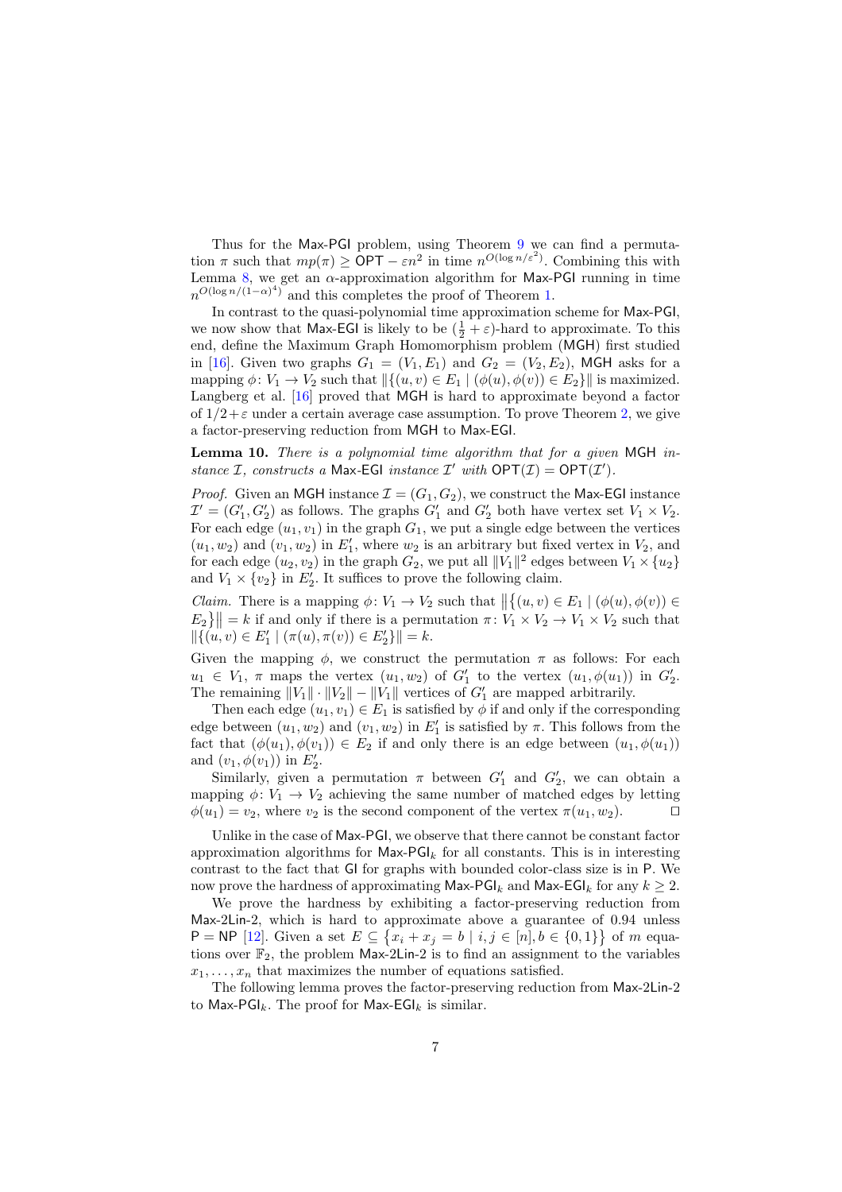Thus for the Max-PGI problem, using Theorem 9 we can find a permutation $\pi$ such that $mp(\pi) \geq \mathsf{OPT} - \varepsilon n^2$ in time $n^{O(\log n/\varepsilon^2)}$. Combining this with Lemma 8, we get an $\alpha$-approximation algorithm for Max-PGI running in time $n^{O(\log n/(1-\alpha)^4)}$ and this completes the proof of Theorem 1.

In contrast to the quasi-polynomial time approximation scheme for Max-PGI, we now show that Max-EGI is likely to be $(\frac{1}{2}+\varepsilon)$-hard to approximate. To this end, define the Maximum Graph Homomorphism problem (MGH) first studied in [16]. Given two graphs $G_1 = (V_1, E_1)$ and $G_2 = (V_2, E_2)$, MGH asks for a mapping $\phi\colon V_1 \to V_2$ such that $\|\{(u,v) \in E_1 \mid (\phi(u), \phi(v)) \in E_2\}\|$ is maximized. Langberg et al. [16] proved that MGH is hard to approximate beyond a factor of $1/2+\varepsilon$ under a certain average case assumption. To prove Theorem 2, we give a factor-preserving reduction from MGH to Max-EGI.

**Lemma 10.** *There is a polynomial time algorithm that for a given* MGH *instance $\mathcal{I}$, constructs a* Max-EGI *instance $\mathcal{I}'$ with $\mathsf{OPT}(\mathcal{I}) = \mathsf{OPT}(\mathcal{I}')$.*

*Proof.* Given an MGH instance $\mathcal{I} = (G_1, G_2)$, we construct the Max-EGI instance $\mathcal{I}' = (G_1', G_2')$ as follows. The graphs $G_1'$ and $G_2'$ both have vertex set $V_1 \times V_2$. For each edge $(u_1, v_1)$ in the graph $G_1$, we put a single edge between the vertices $(u_1, w_2)$ and $(v_1, w_2)$ in $E_1'$, where $w_2$ is an arbitrary but fixed vertex in $V_2$, and for each edge $(u_2, v_2)$ in the graph $G_2$, we put all $\|V_1\|^2$ edges between $V_1 \times \{u_2\}$ and $V_1 \times \{v_2\}$ in $E_2'$. It suffices to prove the following claim.

*Claim.* There is a mapping $\phi\colon V_1 \to V_2$ such that $\big\|\big\{(u,v) \in E_1 \mid (\phi(u), \phi(v)) \in E_2\big\}\big\| = k$ if and only if there is a permutation $\pi\colon V_1 \times V_2 \to V_1 \times V_2$ such that $\|\{(u,v) \in E_1' \mid (\pi(u), \pi(v)) \in E_2'\}\| = k$.

Given the mapping $\phi$, we construct the permutation $\pi$ as follows: For each $u_1 \in V_1$, $\pi$ maps the vertex $(u_1, w_2)$ of $G_1'$ to the vertex $(u_1, \phi(u_1))$ in $G_2'$. The remaining $\|V_1\| \cdot \|V_2\| - \|V_1\|$ vertices of $G_1'$ are mapped arbitrarily.

Then each edge $(u_1, v_1) \in E_1$ is satisfied by $\phi$ if and only if the corresponding edge between $(u_1, w_2)$ and $(v_1, w_2)$ in $E_1'$ is satisfied by $\pi$. This follows from the fact that $(\phi(u_1), \phi(v_1)) \in E_2$ if and only there is an edge between $(u_1, \phi(u_1))$ and $(v_1, \phi(v_1))$ in $E_2'$.

Similarly, given a permutation $\pi$ between $G_1'$ and $G_2'$, we can obtain a mapping $\phi\colon V_1 \to V_2$ achieving the same number of matched edges by letting $\phi(u_1) = v_2$, where $v_2$ is the second component of the vertex $\pi(u_1, w_2)$. $\square$

Unlike in the case of Max-PGI, we observe that there cannot be constant factor approximation algorithms for Max-PGI$_k$ for all constants. This is in interesting contrast to the fact that GI for graphs with bounded color-class size is in P. We now prove the hardness of approximating Max-PGI$_k$ and Max-EGI$_k$ for any $k \geq 2$.

We prove the hardness by exhibiting a factor-preserving reduction from Max-2Lin-2, which is hard to approximate above a guarantee of 0.94 unless P = NP [12]. Given a set $E \subseteq \big\{x_i + x_j = b \mid i,j \in [n], b \in \{0,1\}\big\}$ of $m$ equations over $\mathbb{F}_2$, the problem Max-2Lin-2 is to find an assignment to the variables $x_1, \ldots, x_n$ that maximizes the number of equations satisfied.

The following lemma proves the factor-preserving reduction from Max-2Lin-2 to Max-PGI$_k$. The proof for Max-EGI$_k$ is similar.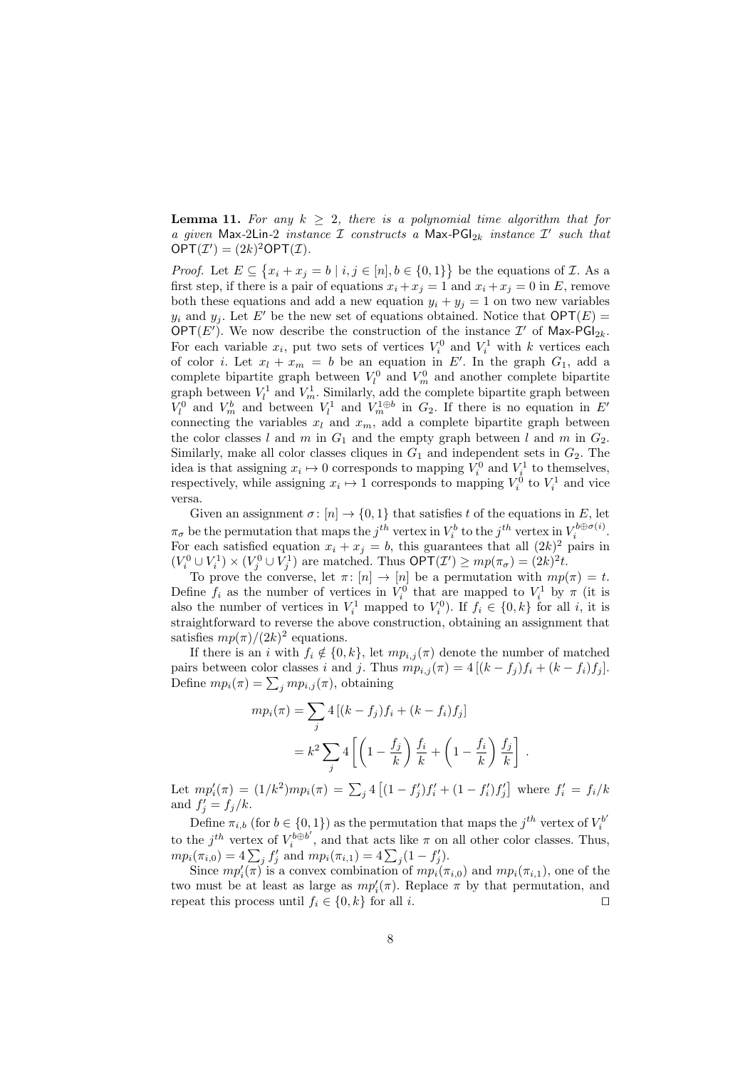**Lemma 11.** *For any $k \geq 2$, there is a polynomial time algorithm that for a given* Max-2Lin-2 *instance $\mathcal{I}$ constructs a* Max-PGI$_{2k}$ *instance $\mathcal{I}'$ such that* $\mathsf{OPT}(\mathcal{I}') = (2k)^2 \mathsf{OPT}(\mathcal{I})$.

*Proof.* Let $E \subseteq \{x_i + x_j = b \mid i, j \in [n], b \in \{0,1\}\}$ be the equations of $\mathcal{I}$. As a first step, if there is a pair of equations $x_i + x_j = 1$ and $x_i + x_j = 0$ in $E$, remove both these equations and add a new equation $y_i + y_j = 1$ on two new variables $y_i$ and $y_j$. Let $E'$ be the new set of equations obtained. Notice that $\mathsf{OPT}(E) = \mathsf{OPT}(E')$. We now describe the construction of the instance $\mathcal{I}'$ of Max-PGI$_{2k}$. For each variable $x_i$, put two sets of vertices $V_i^0$ and $V_i^1$ with $k$ vertices each of color $i$. Let $x_l + x_m = b$ be an equation in $E'$. In the graph $G_1$, add a complete bipartite graph between $V_l^0$ and $V_m^0$ and another complete bipartite graph between $V_l^1$ and $V_m^1$. Similarly, add the complete bipartite graph between $V_l^0$ and $V_m^b$ and between $V_l^1$ and $V_m^{1 \oplus b}$ in $G_2$. If there is no equation in $E'$ connecting the variables $x_l$ and $x_m$, add a complete bipartite graph between the color classes $l$ and $m$ in $G_1$ and the empty graph between $l$ and $m$ in $G_2$. Similarly, make all color classes cliques in $G_1$ and independent sets in $G_2$. The idea is that assigning $x_i \mapsto 0$ corresponds to mapping $V_i^0$ and $V_i^1$ to themselves, respectively, while assigning $x_i \mapsto 1$ corresponds to mapping $V_i^0$ to $V_i^1$ and vice versa.

Given an assignment $\sigma \colon [n] \to \{0,1\}$ that satisfies $t$ of the equations in $E$, let $\pi_\sigma$ be the permutation that maps the $j^{th}$ vertex in $V_i^b$ to the $j^{th}$ vertex in $V_i^{b \oplus \sigma(i)}$. For each satisfied equation $x_i + x_j = b$, this guarantees that all $(2k)^2$ pairs in $(V_i^0 \cup V_i^1) \times (V_j^0 \cup V_j^1)$ are matched. Thus $\mathsf{OPT}(\mathcal{I}') \geq mp(\pi_\sigma) = (2k)^2 t$.

To prove the converse, let $\pi \colon [n] \to [n]$ be a permutation with $mp(\pi) = t$. Define $f_i$ as the number of vertices in $V_i^0$ that are mapped to $V_i^1$ by $\pi$ (it is also the number of vertices in $V_i^1$ mapped to $V_i^0$). If $f_i \in \{0, k\}$ for all $i$, it is straightforward to reverse the above construction, obtaining an assignment that satisfies $mp(\pi)/(2k)^2$ equations.

If there is an $i$ with $f_i \notin \{0, k\}$, let $mp_{i,j}(\pi)$ denote the number of matched pairs between color classes $i$ and $j$. Thus $mp_{i,j}(\pi) = 4\left[(k - f_j) f_i + (k - f_i) f_j\right]$. Define $mp_i(\pi) = \sum_j mp_{i,j}(\pi)$, obtaining

$$
\begin{aligned}
mp_i(\pi) &= \sum_j 4\left[(k - f_j) f_i + (k - f_i) f_j\right] \\
&= k^2 \sum_j 4 \left[ \left(1 - \frac{f_j}{k}\right) \frac{f_i}{k} + \left(1 - \frac{f_i}{k}\right) \frac{f_j}{k} \right] .
\end{aligned}
$$

Let $mp_i'(\pi) = (1/k^2) mp_i(\pi) = \sum_j 4\left[(1 - f_j') f_i' + (1 - f_i') f_j'\right]$ where $f_i' = f_i/k$ and $f_j' = f_j/k$.

Define $\pi_{i,b}$ (for $b \in \{0,1\}$) as the permutation that maps the $j^{th}$ vertex of $V_i^{b'}$ to the $j^{th}$ vertex of $V_i^{b \oplus b'}$, and that acts like $\pi$ on all other color classes. Thus, $mp_i(\pi_{i,0}) = 4 \sum_j f_j'$ and $mp_i(\pi_{i,1}) = 4 \sum_j (1 - f_j')$.

Since $mp_i'(\pi)$ is a convex combination of $mp_i(\pi_{i,0})$ and $mp_i(\pi_{i,1})$, one of the two must be at least as large as $mp_i'(\pi)$. Replace $\pi$ by that permutation, and repeat this process until $f_i \in \{0, k\}$ for all $i$. $\square$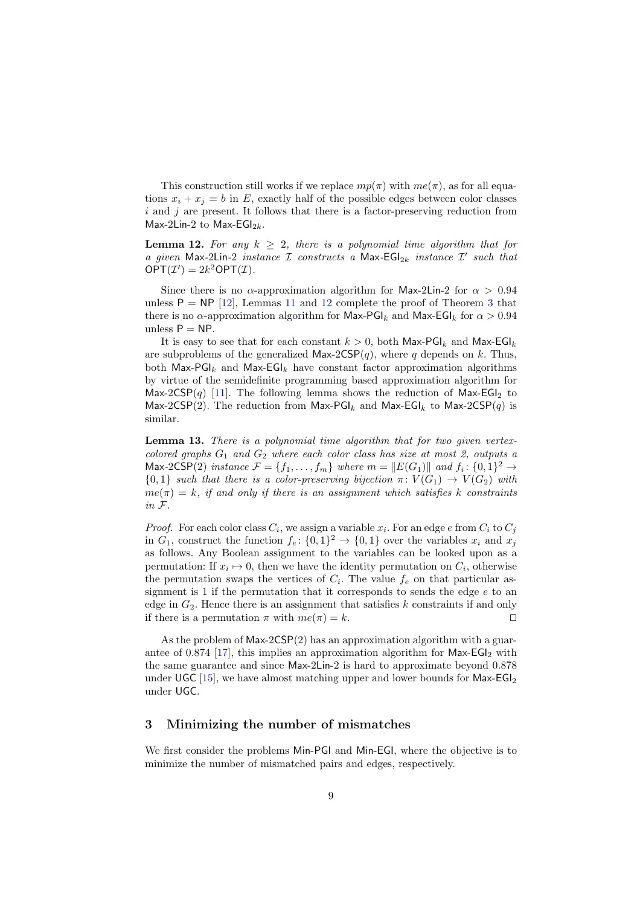This construction still works if we replace $mp(\pi)$ with $me(\pi)$, as for all equations $x_i + x_j = b$ in $E$, exactly half of the possible edges between color classes $i$ and $j$ are present. It follows that there is a factor-preserving reduction from Max-2Lin-2 to $\mathsf{Max\text{-}EGI}_{2k}$.

**Lemma 12.** *For any $k \geq 2$, there is a polynomial time algorithm that for a given* Max-2Lin-2 *instance $\mathcal{I}$ constructs a* $\mathsf{Max\text{-}EGI}_{2k}$ *instance $\mathcal{I}'$ such that $\mathsf{OPT}(\mathcal{I}') = 2k^2\mathsf{OPT}(\mathcal{I})$.*

Since there is no $\alpha$-approximation algorithm for Max-2Lin-2 for $\alpha > 0.94$ unless $\mathsf{P} = \mathsf{NP}$ [12], Lemmas 11 and 12 complete the proof of Theorem 3 that there is no $\alpha$-approximation algorithm for $\mathsf{Max\text{-}PGI}_k$ and $\mathsf{Max\text{-}EGI}_k$ for $\alpha > 0.94$ unless $\mathsf{P} = \mathsf{NP}$.

It is easy to see that for each constant $k > 0$, both $\mathsf{Max\text{-}PGI}_k$ and $\mathsf{Max\text{-}EGI}_k$ are subproblems of the generalized $\mathsf{Max\text{-}2CSP}(q)$, where $q$ depends on $k$. Thus, both $\mathsf{Max\text{-}PGI}_k$ and $\mathsf{Max\text{-}EGI}_k$ have constant factor approximation algorithms by virtue of the semidefinite programming based approximation algorithm for $\mathsf{Max\text{-}2CSP}(q)$ [11]. The following lemma shows the reduction of $\mathsf{Max\text{-}EGI}_2$ to $\mathsf{Max\text{-}2CSP}(2)$. The reduction from $\mathsf{Max\text{-}PGI}_k$ and $\mathsf{Max\text{-}EGI}_k$ to $\mathsf{Max\text{-}2CSP}(q)$ is similar.

**Lemma 13.** *There is a polynomial time algorithm that for two given vertex-colored graphs $G_1$ and $G_2$ where each color class has size at most 2, outputs a* $\mathsf{Max\text{-}2CSP}(2)$ *instance $\mathcal{F} = \{f_1, \ldots, f_m\}$ where $m = \|E(G_1)\|$ and $f_i \colon \{0,1\}^2 \to \{0,1\}$ such that there is a color-preserving bijection $\pi \colon V(G_1) \to V(G_2)$ with $me(\pi) = k$, if and only if there is an assignment which satisfies $k$ constraints in $\mathcal{F}$.*

*Proof.* For each color class $C_i$, we assign a variable $x_i$. For an edge $e$ from $C_i$ to $C_j$ in $G_1$, construct the function $f_e \colon \{0,1\}^2 \to \{0,1\}$ over the variables $x_i$ and $x_j$ as follows. Any Boolean assignment to the variables can be looked upon as a permutation: If $x_i \mapsto 0$, then we have the identity permutation on $C_i$, otherwise the permutation swaps the vertices of $C_i$. The value $f_e$ on that particular assignment is 1 if the permutation that it corresponds to sends the edge $e$ to an edge in $G_2$. Hence there is an assignment that satisfies $k$ constraints if and only if there is a permutation $\pi$ with $me(\pi) = k$. ◻

As the problem of $\mathsf{Max\text{-}2CSP}(2)$ has an approximation algorithm with a guarantee of 0.874 [17], this implies an approximation algorithm for $\mathsf{Max\text{-}EGI}_2$ with the same guarantee and since Max-2Lin-2 is hard to approximate beyond 0.878 under UGC [15], we have almost matching upper and lower bounds for $\mathsf{Max\text{-}EGI}_2$ under UGC.

## 3 Minimizing the number of mismatches

We first consider the problems Min-PGI and Min-EGI, where the objective is to minimize the number of mismatched pairs and edges, respectively.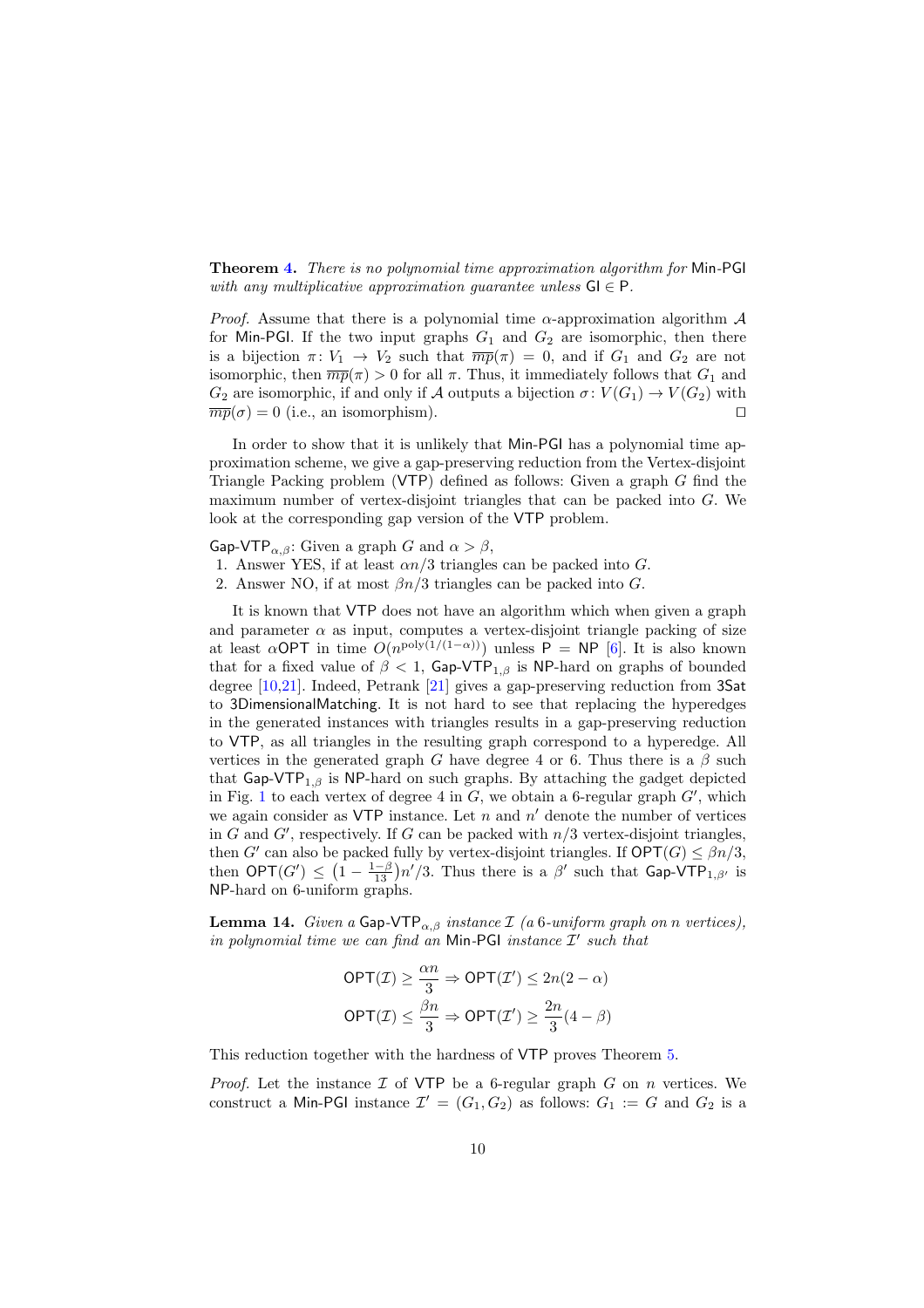**Theorem 4.** *There is no polynomial time approximation algorithm for* Min-PGI *with any multiplicative approximation guarantee unless* GI $\in$ P.

*Proof.* Assume that there is a polynomial time $\alpha$-approximation algorithm $\mathcal{A}$ for Min-PGI. If the two input graphs $G_1$ and $G_2$ are isomorphic, then there is a bijection $\pi\colon V_1 \to V_2$ such that $\overline{mp}(\pi) = 0$, and if $G_1$ and $G_2$ are not isomorphic, then $\overline{mp}(\pi) > 0$ for all $\pi$. Thus, it immediately follows that $G_1$ and $G_2$ are isomorphic, if and only if $\mathcal{A}$ outputs a bijection $\sigma\colon V(G_1) \to V(G_2)$ with $\overline{mp}(\sigma) = 0$ (i.e., an isomorphism). $\square$

In order to show that it is unlikely that Min-PGI has a polynomial time approximation scheme, we give a gap-preserving reduction from the Vertex-disjoint Triangle Packing problem (VTP) defined as follows: Given a graph $G$ find the maximum number of vertex-disjoint triangles that can be packed into $G$. We look at the corresponding gap version of the VTP problem.

Gap-VTP$_{\alpha,\beta}$: Given a graph $G$ and $\alpha > \beta$,

1. Answer YES, if at least $\alpha n/3$ triangles can be packed into $G$.
2. Answer NO, if at most $\beta n/3$ triangles can be packed into $G$.

It is known that VTP does not have an algorithm which when given a graph and parameter $\alpha$ as input, computes a vertex-disjoint triangle packing of size at least $\alpha$OPT in time $O(n^{\mathrm{poly}(1/(1-\alpha))})$ unless P $=$ NP [6]. It is also known that for a fixed value of $\beta < 1$, Gap-VTP$_{1,\beta}$ is NP-hard on graphs of bounded degree [10,21]. Indeed, Petrank [21] gives a gap-preserving reduction from 3Sat to 3DimensionalMatching. It is not hard to see that replacing the hyperedges in the generated instances with triangles results in a gap-preserving reduction to VTP, as all triangles in the resulting graph correspond to a hyperedge. All vertices in the generated graph $G$ have degree 4 or 6. Thus there is a $\beta$ such that Gap-VTP$_{1,\beta}$ is NP-hard on such graphs. By attaching the gadget depicted in Fig. 1 to each vertex of degree 4 in $G$, we obtain a 6-regular graph $G'$, which we again consider as VTP instance. Let $n$ and $n'$ denote the number of vertices in $G$ and $G'$, respectively. If $G$ can be packed with $n/3$ vertex-disjoint triangles, then $G'$ can also be packed fully by vertex-disjoint triangles. If OPT$(G) \leq \beta n/3$, then OPT$(G') \leq \left(1 - \frac{1-\beta}{13}\right)n'/3$. Thus there is a $\beta'$ such that Gap-VTP$_{1,\beta'}$ is NP-hard on 6-uniform graphs.

**Lemma 14.** *Given a* Gap-VTP$_{\alpha,\beta}$ *instance* $\mathcal{I}$ *(a* 6*-uniform graph on* $n$ *vertices), in polynomial time we can find an* Min-PGI *instance* $\mathcal{I}'$ *such that*

$$\mathsf{OPT}(\mathcal{I}) \geq \frac{\alpha n}{3} \Rightarrow \mathsf{OPT}(\mathcal{I}') \leq 2n(2 - \alpha)$$

$$\mathsf{OPT}(\mathcal{I}) \leq \frac{\beta n}{3} \Rightarrow \mathsf{OPT}(\mathcal{I}') \geq \frac{2n}{3}(4 - \beta)$$

This reduction together with the hardness of VTP proves Theorem 5.

*Proof.* Let the instance $\mathcal{I}$ of VTP be a 6-regular graph $G$ on $n$ vertices. We construct a Min-PGI instance $\mathcal{I}' = (G_1, G_2)$ as follows: $G_1 := G$ and $G_2$ is a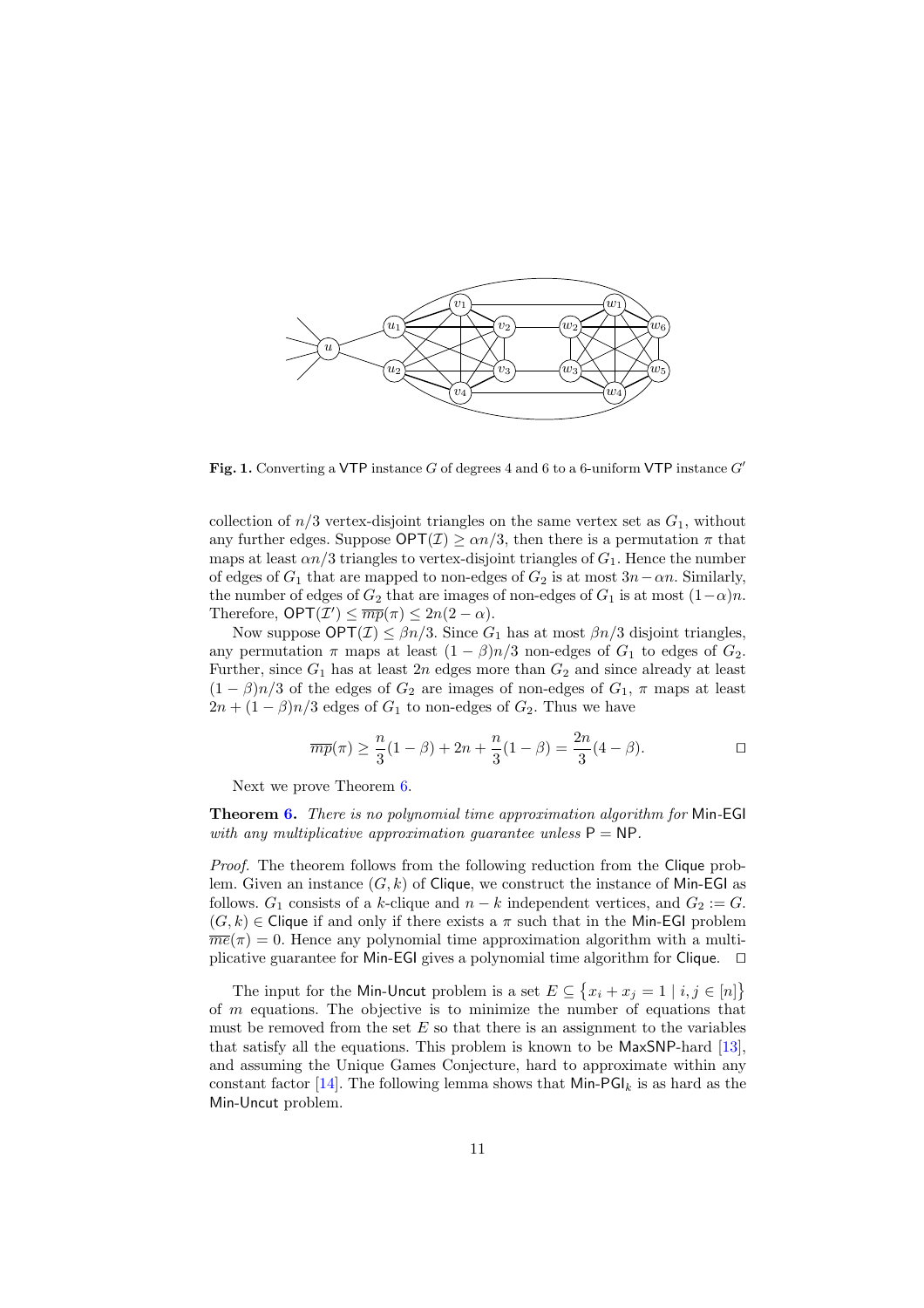Fig. 1. Converting a VTP instance $G$ of degrees 4 and 6 to a 6-uniform VTP instance $G'$

collection of $n/3$ vertex-disjoint triangles on the same vertex set as $G_1$, without any further edges. Suppose $\mathsf{OPT}(\mathcal{I}) \geq \alpha n/3$, then there is a permutation $\pi$ that maps at least $\alpha n/3$ triangles to vertex-disjoint triangles of $G_1$. Hence the number of edges of $G_1$ that are mapped to non-edges of $G_2$ is at most $3n - \alpha n$. Similarly, the number of edges of $G_2$ that are images of non-edges of $G_1$ is at most $(1-\alpha)n$. Therefore, $\mathsf{OPT}(\mathcal{I}') \leq \overline{mp}(\pi) \leq 2n(2-\alpha)$.

Now suppose $\mathsf{OPT}(\mathcal{I}) \leq \beta n/3$. Since $G_1$ has at most $\beta n/3$ disjoint triangles, any permutation $\pi$ maps at least $(1-\beta)n/3$ non-edges of $G_1$ to edges of $G_2$. Further, since $G_1$ has at least $2n$ edges more than $G_2$ and since already at least $(1-\beta)n/3$ of the edges of $G_2$ are images of non-edges of $G_1$, $\pi$ maps at least $2n + (1-\beta)n/3$ edges of $G_1$ to non-edges of $G_2$. Thus we have

$$\overline{mp}(\pi) \geq \frac{n}{3}(1-\beta) + 2n + \frac{n}{3}(1-\beta) = \frac{2n}{3}(4-\beta). \qquad \square$$

Next we prove Theorem 6.

**Theorem 6.** *There is no polynomial time approximation algorithm for* Min-EGI *with any multiplicative approximation guarantee unless* P = NP.

*Proof.* The theorem follows from the following reduction from the Clique problem. Given an instance $(G, k)$ of Clique, we construct the instance of Min-EGI as follows. $G_1$ consists of a $k$-clique and $n-k$ independent vertices, and $G_2 := G$. $(G, k) \in$ Clique if and only if there exists a $\pi$ such that in the Min-EGI problem $\overline{me}(\pi) = 0$. Hence any polynomial time approximation algorithm with a multiplicative guarantee for Min-EGI gives a polynomial time algorithm for Clique. $\square$

The input for the Min-Uncut problem is a set $E \subseteq \{x_i + x_j = 1 \mid i, j \in [n]\}$ of $m$ equations. The objective is to minimize the number of equations that must be removed from the set $E$ so that there is an assignment to the variables that satisfy all the equations. This problem is known to be MaxSNP-hard [13], and assuming the Unique Games Conjecture, hard to approximate within any constant factor [14]. The following lemma shows that Min-PGI$_k$ is as hard as the Min-Uncut problem.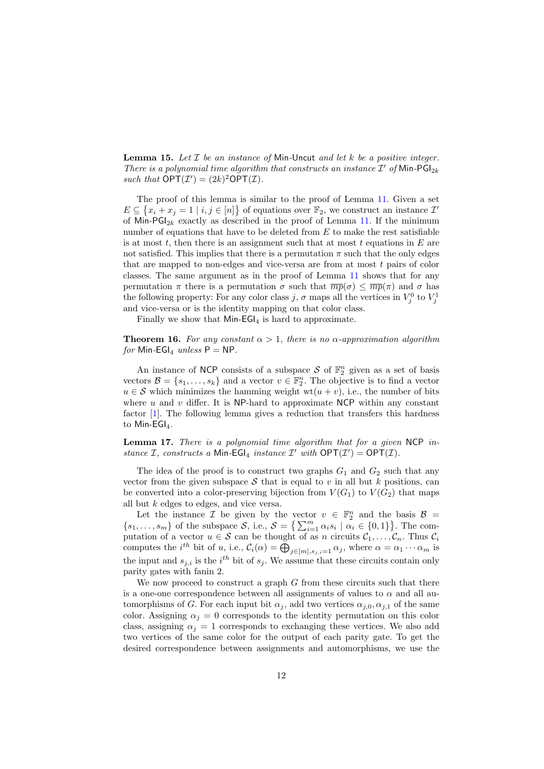**Lemma 15.** *Let $\mathcal{I}$ be an instance of* Min-Uncut *and let $k$ be a positive integer. There is a polynomial time algorithm that constructs an instance $\mathcal{I}'$ of* $\mathsf{Min\text{-}PGI}_{2k}$ *such that* $\mathsf{OPT}(\mathcal{I}') = (2k)^2\mathsf{OPT}(\mathcal{I})$.

The proof of this lemma is similar to the proof of Lemma 11. Given a set $E \subseteq \{x_i + x_j = 1 \mid i, j \in [n]\}$ of equations over $\mathbb{F}_2$, we construct an instance $\mathcal{I}'$ of $\mathsf{Min\text{-}PGI}_{2k}$ exactly as described in the proof of Lemma 11. If the minimum number of equations that have to be deleted from $E$ to make the rest satisfiable is at most $t$, then there is an assignment such that at most $t$ equations in $E$ are not satisfied. This implies that there is a permutation $\pi$ such that the only edges that are mapped to non-edges and vice-versa are from at most $t$ pairs of color classes. The same argument as in the proof of Lemma 11 shows that for any permutation $\pi$ there is a permutation $\sigma$ such that $\overline{mp}(\sigma) \leq \overline{mp}(\pi)$ and $\sigma$ has the following property: For any color class $j$, $\sigma$ maps all the vertices in $V_j^0$ to $V_j^1$ and vice-versa or is the identity mapping on that color class.

Finally we show that $\mathsf{Min\text{-}EGI}_4$ is hard to approximate.

**Theorem 16.** *For any constant $\alpha > 1$, there is no $\alpha$-approximation algorithm for* $\mathsf{Min\text{-}EGI}_4$ *unless* $\mathsf{P} = \mathsf{NP}$.

An instance of NCP consists of a subspace $\mathcal{S}$ of $\mathbb{F}_2^n$ given as a set of basis vectors $\mathcal{B} = \{s_1, \ldots, s_k\}$ and a vector $v \in \mathbb{F}_2^n$. The objective is to find a vector $u \in \mathcal{S}$ which minimizes the hamming weight $\mathrm{wt}(u + v)$, i.e., the number of bits where $u$ and $v$ differ. It is NP-hard to approximate NCP within any constant factor [1]. The following lemma gives a reduction that transfers this hardness to $\mathsf{Min\text{-}EGI}_4$.

**Lemma 17.** *There is a polynomial time algorithm that for a given* NCP *instance $\mathcal{I}$, constructs a* $\mathsf{Min\text{-}EGI}_4$ *instance $\mathcal{I}'$ with* $\mathsf{OPT}(\mathcal{I}') = \mathsf{OPT}(\mathcal{I})$.

The idea of the proof is to construct two graphs $G_1$ and $G_2$ such that any vector from the given subspace $\mathcal{S}$ that is equal to $v$ in all but $k$ positions, can be converted into a color-preserving bijection from $V(G_1)$ to $V(G_2)$ that maps all but $k$ edges to edges, and vice versa.

Let the instance $\mathcal{I}$ be given by the vector $v \in \mathbb{F}_2^n$ and the basis $\mathcal{B} = \{s_1, \ldots, s_m\}$ of the subspace $\mathcal{S}$, i.e., $\mathcal{S} = \{\sum_{i=1}^m \alpha_i s_i \mid \alpha_i \in \{0, 1\}\}$. The computation of a vector $u \in \mathcal{S}$ can be thought of as $n$ circuits $\mathcal{C}_1, \ldots, \mathcal{C}_n$. Thus $\mathcal{C}_i$ computes the $i^{th}$ bit of $u$, i.e., $\mathcal{C}_i(\alpha) = \bigoplus_{j \in [m], s_{j,i}=1} \alpha_j$, where $\alpha = \alpha_1 \cdots \alpha_m$ is the input and $s_{j,i}$ is the $i^{th}$ bit of $s_j$. We assume that these circuits contain only parity gates with fanin 2.

We now proceed to construct a graph $G$ from these circuits such that there is a one-one correspondence between all assignments of values to $\alpha$ and all automorphisms of $G$. For each input bit $\alpha_j$, add two vertices $\alpha_{j,0}, \alpha_{j,1}$ of the same color. Assigning $\alpha_j = 0$ corresponds to the identity permutation on this color class, assigning $\alpha_j = 1$ corresponds to exchanging these vertices. We also add two vertices of the same color for the output of each parity gate. To get the desired correspondence between assignments and automorphisms, we use the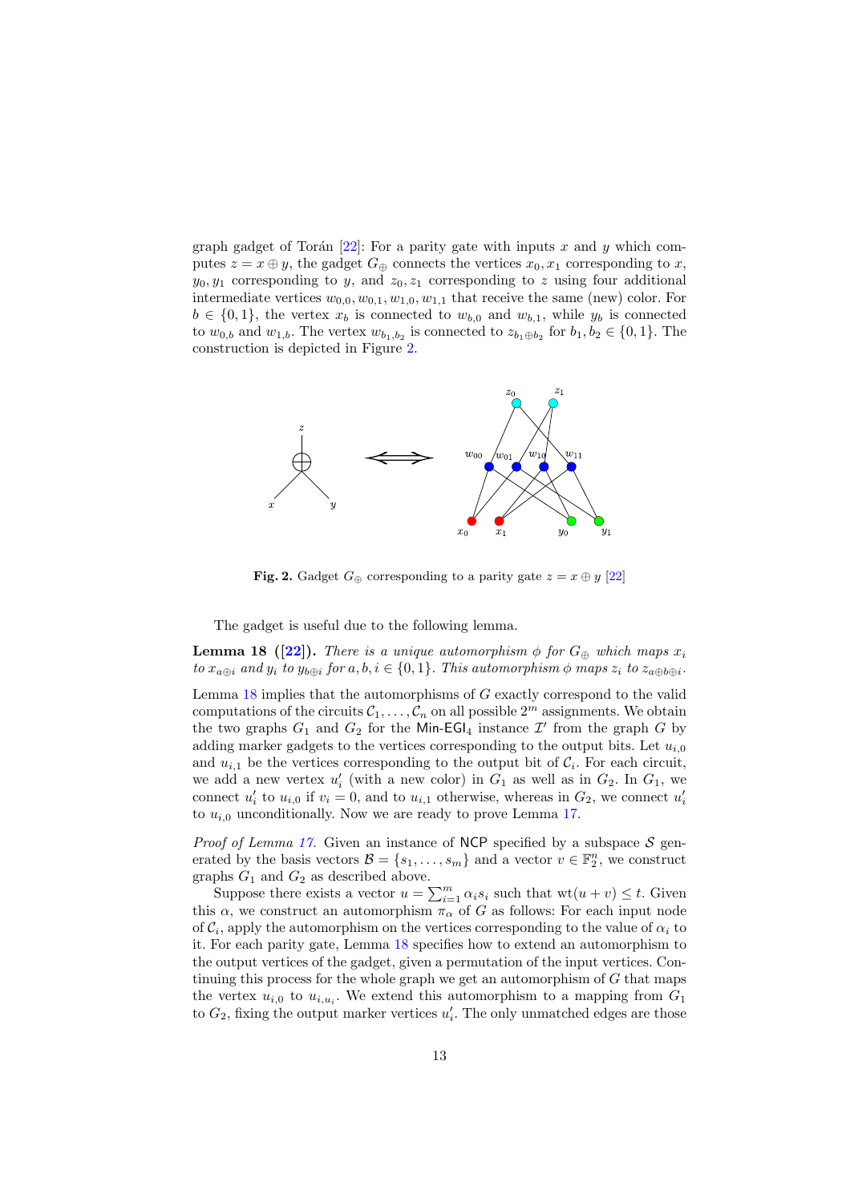graph gadget of Torán [22]: For a parity gate with inputs $x$ and $y$ which computes $z = x \oplus y$, the gadget $G_\oplus$ connects the vertices $x_0, x_1$ corresponding to $x$, $y_0, y_1$ corresponding to $y$, and $z_0, z_1$ corresponding to $z$ using four additional intermediate vertices $w_{0,0}, w_{0,1}, w_{1,0}, w_{1,1}$ that receive the same (new) color. For $b \in \{0, 1\}$, the vertex $x_b$ is connected to $w_{b,0}$ and $w_{b,1}$, while $y_b$ is connected to $w_{0,b}$ and $w_{1,b}$. The vertex $w_{b_1,b_2}$ is connected to $z_{b_1 \oplus b_2}$ for $b_1, b_2 \in \{0, 1\}$. The construction is depicted in Figure 2.

**Fig. 2.** Gadget $G_\oplus$ corresponding to a parity gate $z = x \oplus y$ [22]

The gadget is useful due to the following lemma.

**Lemma 18 ([22]).** *There is a unique automorphism $\phi$ for $G_\oplus$ which maps $x_i$ to $x_{a \oplus i}$ and $y_i$ to $y_{b \oplus i}$ for $a, b, i \in \{0, 1\}$. This automorphism $\phi$ maps $z_i$ to $z_{a \oplus b \oplus i}$.*

Lemma 18 implies that the automorphisms of $G$ exactly correspond to the valid computations of the circuits $\mathcal{C}_1, \ldots, \mathcal{C}_n$ on all possible $2^m$ assignments. We obtain the two graphs $G_1$ and $G_2$ for the Min-EGI$_4$ instance $\mathcal{I}'$ from the graph $G$ by adding marker gadgets to the vertices corresponding to the output bits. Let $u_{i,0}$ and $u_{i,1}$ be the vertices corresponding to the output bit of $\mathcal{C}_i$. For each circuit, we add a new vertex $u'_i$ (with a new color) in $G_1$ as well as in $G_2$. In $G_1$, we connect $u'_i$ to $u_{i,0}$ if $v_i = 0$, and to $u_{i,1}$ otherwise, whereas in $G_2$, we connect $u'_i$ to $u_{i,0}$ unconditionally. Now we are ready to prove Lemma 17.

*Proof of Lemma 17.* Given an instance of NCP specified by a subspace $\mathcal{S}$ generated by the basis vectors $\mathcal{B} = \{s_1, \ldots, s_m\}$ and a vector $v \in \mathbb{F}_2^n$, we construct graphs $G_1$ and $G_2$ as described above.

Suppose there exists a vector $u = \sum_{i=1}^m \alpha_i s_i$ such that $\mathrm{wt}(u + v) \leq t$. Given this $\alpha$, we construct an automorphism $\pi_\alpha$ of $G$ as follows: For each input node of $\mathcal{C}_i$, apply the automorphism on the vertices corresponding to the value of $\alpha_i$ to it. For each parity gate, Lemma 18 specifies how to extend an automorphism to the output vertices of the gadget, given a permutation of the input vertices. Continuing this process for the whole graph we get an automorphism of $G$ that maps the vertex $u_{i,0}$ to $u_{i,u_i}$. We extend this automorphism to a mapping from $G_1$ to $G_2$, fixing the output marker vertices $u'_i$. The only unmatched edges are those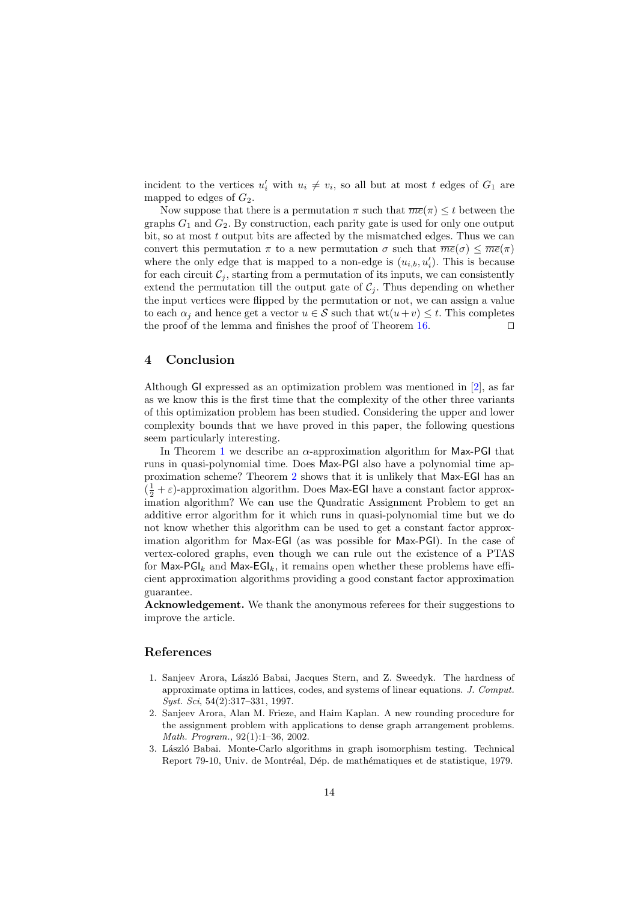incident to the vertices $u'_i$ with $u_i \neq v_i$, so all but at most $t$ edges of $G_1$ are mapped to edges of $G_2$.

Now suppose that there is a permutation $\pi$ such that $\overline{me}(\pi) \leq t$ between the graphs $G_1$ and $G_2$. By construction, each parity gate is used for only one output bit, so at most $t$ output bits are affected by the mismatched edges. Thus we can convert this permutation $\pi$ to a new permutation $\sigma$ such that $\overline{me}(\sigma) \leq \overline{me}(\pi)$ where the only edge that is mapped to a non-edge is $(u_{i,b}, u'_i)$. This is because for each circuit $\mathcal{C}_j$, starting from a permutation of its inputs, we can consistently extend the permutation till the output gate of $\mathcal{C}_j$. Thus depending on whether the input vertices were flipped by the permutation or not, we can assign a value to each $\alpha_j$ and hence get a vector $u \in \mathcal{S}$ such that $\mathrm{wt}(u+v) \leq t$. This completes the proof of the lemma and finishes the proof of Theorem 16. ◻

## 4 Conclusion

Although GI expressed as an optimization problem was mentioned in [2], as far as we know this is the first time that the complexity of the other three variants of this optimization problem has been studied. Considering the upper and lower complexity bounds that we have proved in this paper, the following questions seem particularly interesting.

In Theorem 1 we describe an $\alpha$-approximation algorithm for Max-PGI that runs in quasi-polynomial time. Does Max-PGI also have a polynomial time approximation scheme? Theorem 2 shows that it is unlikely that Max-EGI has an $(\frac{1}{2} + \varepsilon)$-approximation algorithm. Does Max-EGI have a constant factor approximation algorithm? We can use the Quadratic Assignment Problem to get an additive error algorithm for it which runs in quasi-polynomial time but we do not know whether this algorithm can be used to get a constant factor approximation algorithm for Max-EGI (as was possible for Max-PGI). In the case of vertex-colored graphs, even though we can rule out the existence of a PTAS for Max-PGI$_k$ and Max-EGI$_k$, it remains open whether these problems have efficient approximation algorithms providing a good constant factor approximation guarantee.

**Acknowledgement.** We thank the anonymous referees for their suggestions to improve the article.

## References

1. Sanjeev Arora, László Babai, Jacques Stern, and Z. Sweedyk. The hardness of approximate optima in lattices, codes, and systems of linear equations. *J. Comput. Syst. Sci*, 54(2):317–331, 1997.
2. Sanjeev Arora, Alan M. Frieze, and Haim Kaplan. A new rounding procedure for the assignment problem with applications to dense graph arrangement problems. *Math. Program.*, 92(1):1–36, 2002.
3. László Babai. Monte-Carlo algorithms in graph isomorphism testing. Technical Report 79-10, Univ. de Montréal, Dép. de mathématiques et de statistique, 1979.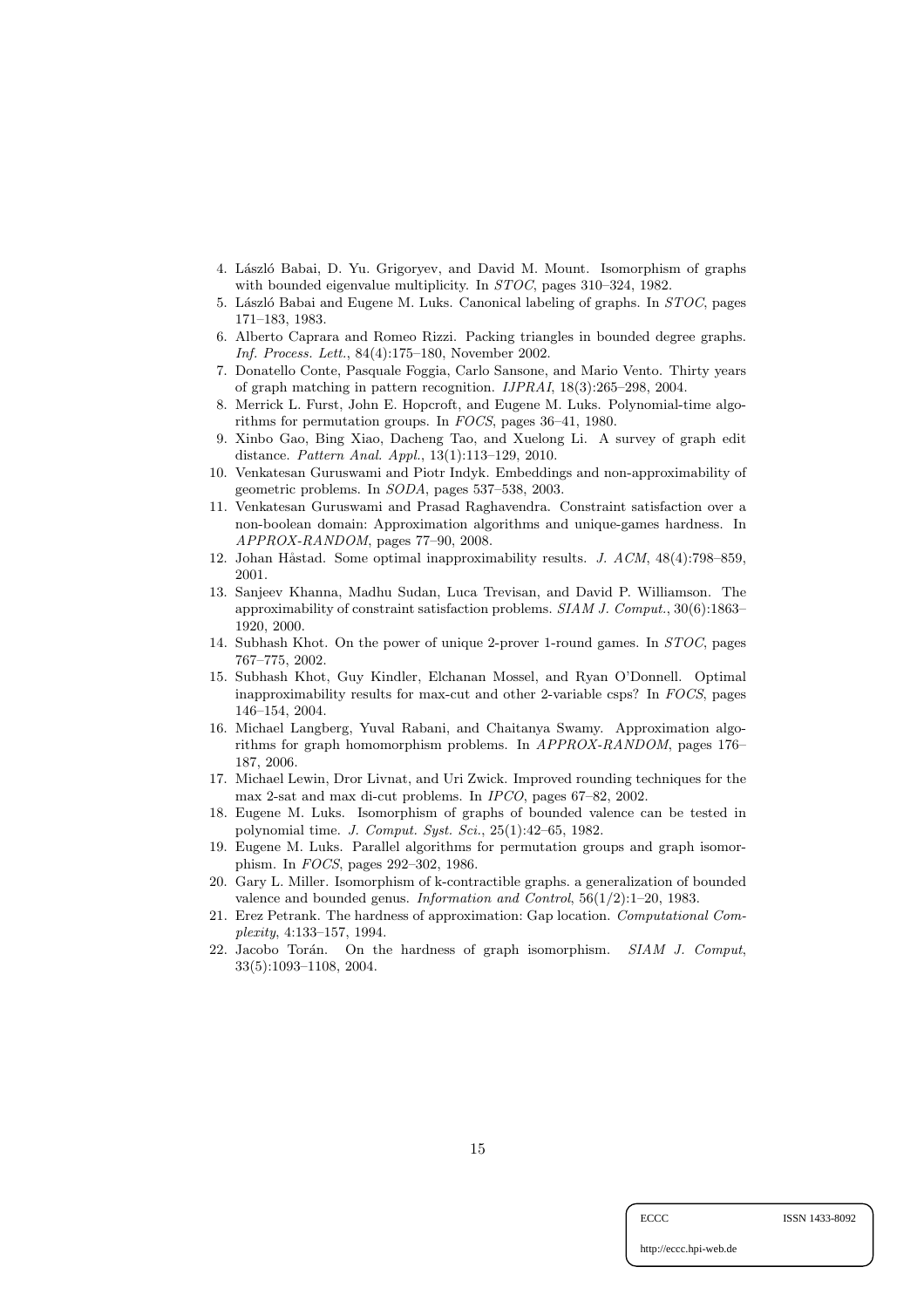4. László Babai, D. Yu. Grigoryev, and David M. Mount. Isomorphism of graphs with bounded eigenvalue multiplicity. In *STOC*, pages 310–324, 1982.
5. László Babai and Eugene M. Luks. Canonical labeling of graphs. In *STOC*, pages 171–183, 1983.
6. Alberto Caprara and Romeo Rizzi. Packing triangles in bounded degree graphs. *Inf. Process. Lett.*, 84(4):175–180, November 2002.
7. Donatello Conte, Pasquale Foggia, Carlo Sansone, and Mario Vento. Thirty years of graph matching in pattern recognition. *IJPRAI*, 18(3):265–298, 2004.
8. Merrick L. Furst, John E. Hopcroft, and Eugene M. Luks. Polynomial-time algorithms for permutation groups. In *FOCS*, pages 36–41, 1980.
9. Xinbo Gao, Bing Xiao, Dacheng Tao, and Xuelong Li. A survey of graph edit distance. *Pattern Anal. Appl.*, 13(1):113–129, 2010.
10. Venkatesan Guruswami and Piotr Indyk. Embeddings and non-approximability of geometric problems. In *SODA*, pages 537–538, 2003.
11. Venkatesan Guruswami and Prasad Raghavendra. Constraint satisfaction over a non-boolean domain: Approximation algorithms and unique-games hardness. In *APPROX-RANDOM*, pages 77–90, 2008.
12. Johan Håstad. Some optimal inapproximability results. *J. ACM*, 48(4):798–859, 2001.
13. Sanjeev Khanna, Madhu Sudan, Luca Trevisan, and David P. Williamson. The approximability of constraint satisfaction problems. *SIAM J. Comput.*, 30(6):1863–1920, 2000.
14. Subhash Khot. On the power of unique 2-prover 1-round games. In *STOC*, pages 767–775, 2002.
15. Subhash Khot, Guy Kindler, Elchanan Mossel, and Ryan O'Donnell. Optimal inapproximability results for max-cut and other 2-variable csps? In *FOCS*, pages 146–154, 2004.
16. Michael Langberg, Yuval Rabani, and Chaitanya Swamy. Approximation algorithms for graph homomorphism problems. In *APPROX-RANDOM*, pages 176–187, 2006.
17. Michael Lewin, Dror Livnat, and Uri Zwick. Improved rounding techniques for the max 2-sat and max di-cut problems. In *IPCO*, pages 67–82, 2002.
18. Eugene M. Luks. Isomorphism of graphs of bounded valence can be tested in polynomial time. *J. Comput. Syst. Sci.*, 25(1):42–65, 1982.
19. Eugene M. Luks. Parallel algorithms for permutation groups and graph isomorphism. In *FOCS*, pages 292–302, 1986.
20. Gary L. Miller. Isomorphism of k-contractible graphs. a generalization of bounded valence and bounded genus. *Information and Control*, 56(1/2):1–20, 1983.
21. Erez Petrank. The hardness of approximation: Gap location. *Computational Complexity*, 4:133–157, 1994.
22. Jacobo Torán. On the hardness of graph isomorphism. *SIAM J. Comput*, 33(5):1093–1108, 2004.

ECCC ISSN 1433-8092

http://eccc.hpi-web.de